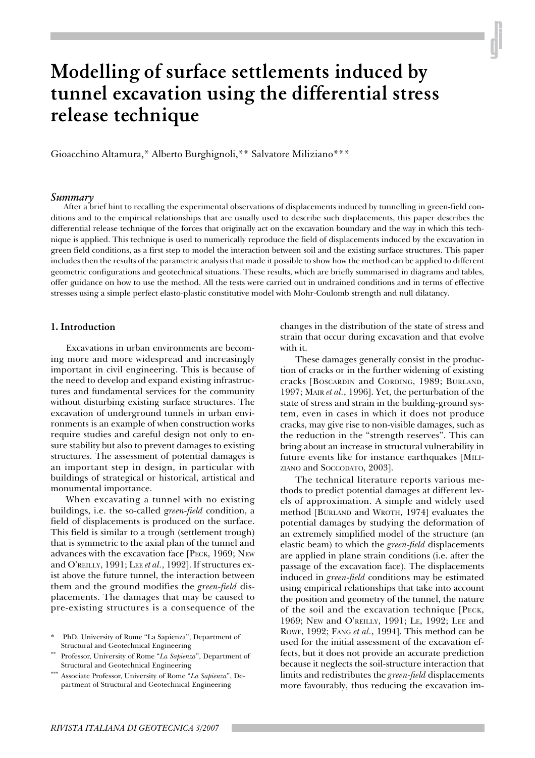# Modelling of surface settlements induced by tunnel excavation using the differential stress release technique

Gioacchino Altamura,* Alberto Burghignoli,** Salvatore Miliziano***

## *Summary*

After a brief hint to recalling the experimental observations of displacements induced by tunnelling in green-field conditions and to the empirical relationships that are usually used to describe such displacements, this paper describes the differential release technique of the forces that originally act on the excavation boundary and the way in which this technique is applied. This technique is used to numerically reproduce the field of displacements induced by the excavation in green field conditions, as a first step to model the interaction between soil and the existing surface structures. This paper includes then the results of the parametric analysis that made it possible to show how the method can be applied to different geometric configurations and geotechnical situations. These results, which are briefly summarised in diagrams and tables, offer guidance on how to use the method. All the tests were carried out in undrained conditions and in terms of effective stresses using a simple perfect elasto-plastic constitutive model with Mohr-Coulomb strength and null dilatancy.

### 1. Introduction

Excavations in urban environments are becoming more and more widespread and increasingly important in civil engineering. This is because of the need to develop and expand existing infrastructures and fundamental services for the community without disturbing existing surface structures. The excavation of underground tunnels in urban environments is an example of when construction works require studies and careful design not only to ensure stability but also to prevent damages to existing structures. The assessment of potential damages is an important step in design, in particular with buildings of strategical or historical, artistical and monumental importance.

When excavating a tunnel with no existing buildings, i.e. the so-called *green-field* condition, a field of displacements is produced on the surface. This field is similar to a trough (settlement trough) that is symmetric to the axial plan of the tunnel and advances with the excavation face [PECK, 1969; NEW and O'REILLY, 1991; LEE *et al.*, 1992]. If structures exist above the future tunnel, the interaction between them and the ground modifies the *green-field* displacements. The damages that may be caused to pre-existing structures is a consequence of the changes in the distribution of the state of stress and strain that occur during excavation and that evolve with it.

These damages generally consist in the production of cracks or in the further widening of existing cracks [BOSCARDIN and CORDING, 1989; BURLAND, 1997; MAIR *et al.*, 1996]. Yet, the perturbation of the state of stress and strain in the building-ground system, even in cases in which it does not produce cracks, may give rise to non-visible damages, such as the reduction in the "strength reserves". This can bring about an increase in structural vulnerability in future events like for instance earthquakes [MILIZIANO and SOCCODATO, 2003].

The technical literature reports various methods to predict potential damages at different levels of approximation. A simple and widely used method [BURLAND and WROTH, 1974] evaluates the potential damages by studying the deformation of an extremely simplified model of the structure (an elastic beam) to which the *green-field* displacements are applied in plane strain conditions (i.e. after the passage of the excavation face). The displacements induced in *green-field* conditions may be estimated using empirical relationships that take into account the position and geometry of the tunnel, the nature of the soil and the excavation technique [PECK, 1969; NEW and O'REILLY, 1991; LE, 1992; LEE and ROWE, 1992; FANG *et al.*, 1994]. This method can be used for the initial assessment of the excavation effects, but it does not provide an accurate prediction because it neglects the soil-structure interaction that limits and redistributes the *green-field* displacements more favourably, thus reducing the excavation im-

\* PhD, University of Rome "La Sapienza", Department of Structural and Geotechnical Engineering

\*\* Professor, University of Rome "*La Sapienza*", Department of Structural and Geotechnical Engineering

\*\*\* Associate Professor, University of Rome "*La Sapienza*", Department of Structural and Geotechnical Engineering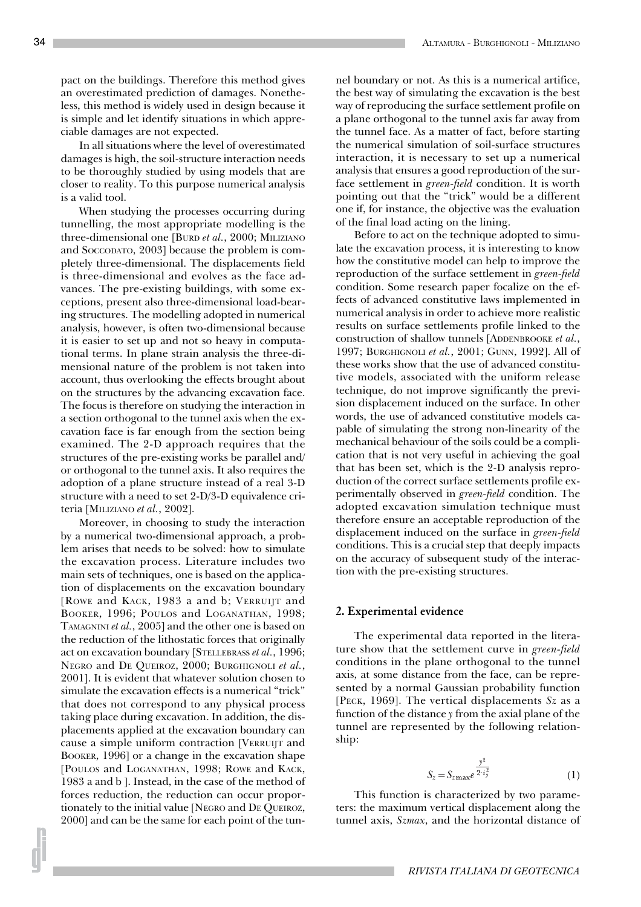pact on the buildings. Therefore this method gives an overestimated prediction of damages. Nonetheless, this method is widely used in design because it is simple and let identify situations in which appreciable damages are not expected.

In all situations where the level of overestimated damages is high, the soil-structure interaction needs to be thoroughly studied by using models that are closer to reality. To this purpose numerical analysis is a valid tool.

When studying the processes occurring during tunnelling, the most appropriate modelling is the three-dimensional one [Burd *et al.*, 2000; Miliziano and Soccodato, 2003] because the problem is completely three-dimensional. The displacements field is three-dimensional and evolves as the face advances. The pre-existing buildings, with some exceptions, present also three-dimensional load-bearing structures. The modelling adopted in numerical analysis, however, is often two-dimensional because it is easier to set up and not so heavy in computational terms. In plane strain analysis the three-dimensional nature of the problem is not taken into account, thus overlooking the effects brought about on the structures by the advancing excavation face. The focus is therefore on studying the interaction in a section orthogonal to the tunnel axis when the excavation face is far enough from the section being examined. The 2-D approach requires that the structures of the pre-existing works be parallel and/or orthogonal to the tunnel axis. It also requires the adoption of a plane structure instead of a real 3-D structure with a need to set 2-D/3-D equivalence criteria [Miliziano *et al.*, 2002].

Moreover, in choosing to study the interaction by a numerical two-dimensional approach, a problem arises that needs to be solved: how to simulate the excavation process. Literature includes two main sets of techniques, one is based on the application of displacements on the excavation boundary [Rowe and Kack, 1983 a and b; Verruijt and Booker, 1996; Poulos and Loganathan, 1998; Tamagnini *et al.*, 2005] and the other one is based on the reduction of the lithostatic forces that originally act on excavation boundary [Stellebrass *et al.*, 1996; Negro and De Queiroz, 2000; Burghignoli *et al.*, 2001]. It is evident that whatever solution chosen to simulate the excavation effects is a numerical "trick" that does not correspond to any physical process taking place during excavation. In addition, the displacements applied at the excavation boundary can cause a simple uniform contraction [Verruijt and Booker, 1996] or a change in the excavation shape [Poulos and Loganathan, 1998; Rowe and Kack, 1983 a and b ]. Instead, in the case of the method of forces reduction, the reduction can occur proportionately to the initial value [Negro and De Queiroz, 2000] and can be the same for each point of the tunnel boundary or not. As this is a numerical artifice, the best way of simulating the excavation is the best way of reproducing the surface settlement profile on a plane orthogonal to the tunnel axis far away from the tunnel face. As a matter of fact, before starting the numerical simulation of soil-surface structures interaction, it is necessary to set up a numerical analysis that ensures a good reproduction of the surface settlement in *green-field* condition. It is worth pointing out that the "trick" would be a different one if, for instance, the objective was the evaluation of the final load acting on the lining.

Before to act on the technique adopted to simulate the excavation process, it is interesting to know how the constitutive model can help to improve the reproduction of the surface settlement in *green-field* condition. Some research paper focalize on the effects of advanced constitutive laws implemented in numerical analysis in order to achieve more realistic results on surface settlements profile linked to the construction of shallow tunnels [Addenbrooke *et al.*, 1997; Burghignoli *et al.*, 2001; Gunn, 1992]. All of these works show that the use of advanced constitutive models, associated with the uniform release technique, do not improve significantly the prevision displacement induced on the surface. In other words, the use of advanced constitutive models capable of simulating the strong non-linearity of the mechanical behaviour of the soils could be a complication that is not very useful in achieving the goal that has been set, which is the 2-D analysis reproduction of the correct surface settlements profile experimentally observed in *green-field* condition. The adopted excavation simulation technique must therefore ensure an acceptable reproduction of the displacement induced on the surface in *green-field* conditions. This is a crucial step that deeply impacts on the accuracy of subsequent study of the interaction with the pre-existing structures.

## 2. Experimental evidence

The experimental data reported in the literature show that the settlement curve in *green-field* conditions in the plane orthogonal to the tunnel axis, at some distance from the face, can be represented by a normal Gaussian probability function [Peck, 1969]. The vertical displacements $Sz$ as a function of the distance $y$ from the axial plane of the tunnel are represented by the following relationship:

$$S_z = S_{z\max} e^{\frac{y^2}{2 \cdot i_y^2}} \tag{1}$$

This function is characterized by two parameters: the maximum vertical displacement along the tunnel axis, $Szmax$, and the horizontal distance of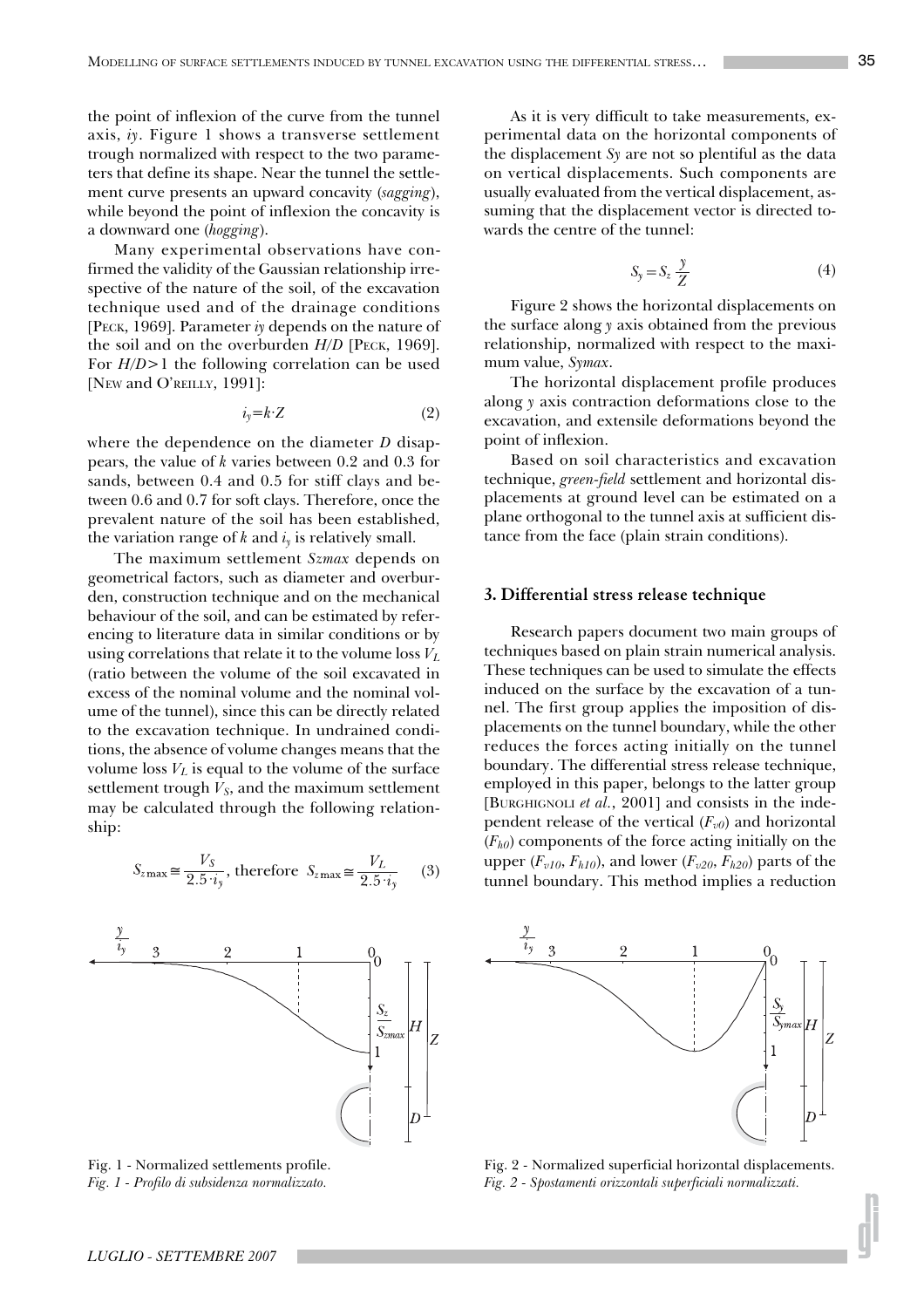the point of inflexion of the curve from the tunnel axis, $iy$. Figure 1 shows a transverse settlement trough normalized with respect to the two parameters that define its shape. Near the tunnel the settlement curve presents an upward concavity (*sagging*), while beyond the point of inflexion the concavity is a downward one (*hogging*).

Many experimental observations have confirmed the validity of the Gaussian relationship irrespective of the nature of the soil, of the excavation technique used and of the drainage conditions [PECK, 1969]. Parameter $iy$ depends on the nature of the soil and on the overburden $H/D$ [PECK, 1969]. For $H/D>1$ the following correlation can be used [NEW and O'REILLY, 1991]:

$$i_y = k \cdot Z \tag{2}$$

where the dependence on the diameter $D$ disappears, the value of $k$ varies between 0.2 and 0.3 for sands, between 0.4 and 0.5 for stiff clays and between 0.6 and 0.7 for soft clays. Therefore, once the prevalent nature of the soil has been established, the variation range of $k$ and $i_y$ is relatively small.

The maximum settlement $Szmax$ depends on geometrical factors, such as diameter and overburden, construction technique and on the mechanical behaviour of the soil, and can be estimated by referencing to literature data in similar conditions or by using correlations that relate it to the volume loss $V_L$ (ratio between the volume of the soil excavated in excess of the nominal volume and the nominal volume of the tunnel), since this can be directly related to the excavation technique. In undrained conditions, the absence of volume changes means that the volume loss $V_L$ is equal to the volume of the surface settlement trough $V_S$, and the maximum settlement may be calculated through the following relationship:

$$S_{z\max} \cong \frac{V_S}{2.5 \cdot i_y}, \text{ therefore } S_{z\max} \cong \frac{V_L}{2.5 \cdot i_y} \tag{3}$$

Fig. 1 - Normalized settlements profile.
*Fig. 1 - Profilo di subsidenza normalizzato.*

As it is very difficult to take measurements, experimental data on the horizontal components of the displacement $Sy$ are not so plentiful as the data on vertical displacements. Such components are usually evaluated from the vertical displacement, assuming that the displacement vector is directed towards the centre of the tunnel:

$$S_y = S_z \frac{y}{Z} \tag{4}$$

Figure 2 shows the horizontal displacements on the surface along $y$ axis obtained from the previous relationship, normalized with respect to the maximum value, $Symax$.

The horizontal displacement profile produces along $y$ axis contraction deformations close to the excavation, and extensile deformations beyond the point of inflexion.

Based on soil characteristics and excavation technique, *green-field* settlement and horizontal displacements at ground level can be estimated on a plane orthogonal to the tunnel axis at sufficient distance from the face (plain strain conditions).

## 3. Differential stress release technique

Research papers document two main groups of techniques based on plain strain numerical analysis. These techniques can be used to simulate the effects induced on the surface by the excavation of a tunnel. The first group applies the imposition of displacements on the tunnel boundary, while the other reduces the forces acting initially on the tunnel boundary. The differential stress release technique, employed in this paper, belongs to the latter group [BURGHIGNOLI *et al.*, 2001] and consists in the independent release of the vertical ($F_{v0}$) and horizontal ($F_{h0}$) components of the force acting initially on the upper ($F_{v10}$, $F_{h10}$), and lower ($F_{v20}$, $F_{h20}$) parts of the tunnel boundary. This method implies a reduction

Fig. 2 - Normalized superficial horizontal displacements.
*Fig. 2 - Spostamenti orizzontali superficiali normalizzati.*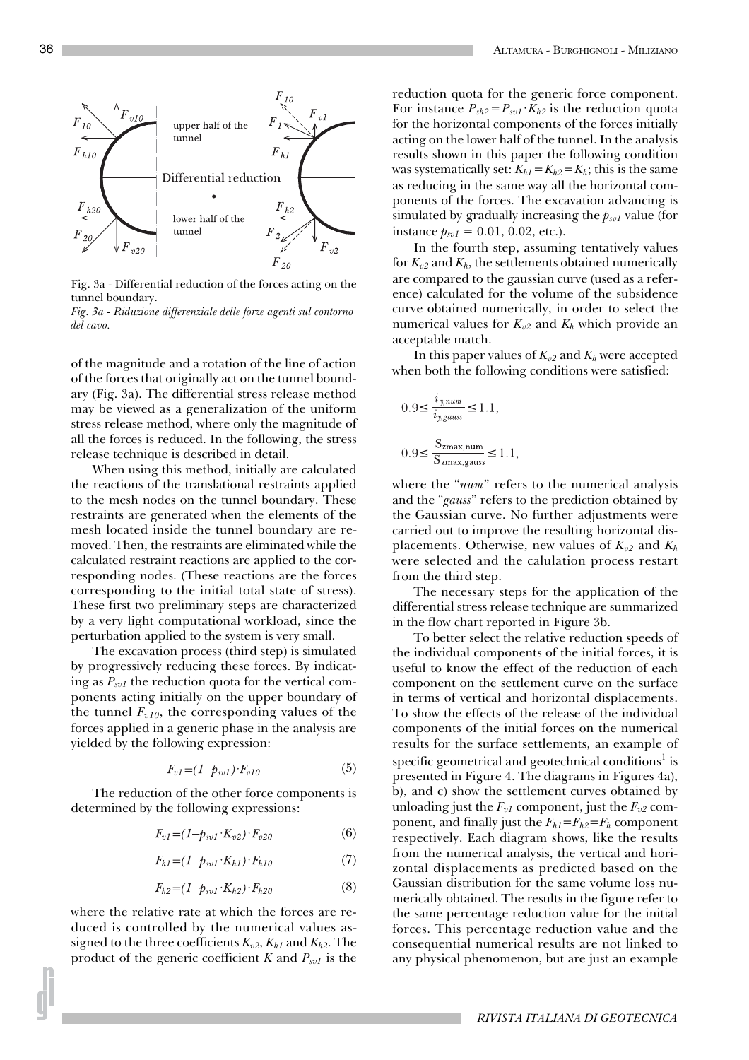Fig. 3a - Differential reduction of the forces acting on the tunnel boundary.

*Fig. 3a - Riduzione differenziale delle forze agenti sul contorno del cavo.*

of the magnitude and a rotation of the line of action of the forces that originally act on the tunnel boundary (Fig. 3a). The differential stress release method may be viewed as a generalization of the uniform stress release method, where only the magnitude of all the forces is reduced. In the following, the stress release technique is described in detail.

When using this method, initially are calculated the reactions of the translational restraints applied to the mesh nodes on the tunnel boundary. These restraints are generated when the elements of the mesh located inside the tunnel boundary are removed. Then, the restraints are eliminated while the calculated restraint reactions are applied to the corresponding nodes. (These reactions are the forces corresponding to the initial total state of stress). These first two preliminary steps are characterized by a very light computational workload, since the perturbation applied to the system is very small.

The excavation process (third step) is simulated by progressively reducing these forces. By indicating as $P_{sv1}$ the reduction quota for the vertical components acting initially on the upper boundary of the tunnel $F_{v10}$, the corresponding values of the forces applied in a generic phase in the analysis are yielded by the following expression:

$$F_{v1}=(1-p_{sv1})\cdot F_{v10} \tag{5}$$

The reduction of the other force components is determined by the following expressions:

$$F_{v1}=(1-p_{sv1}\cdot K_{v2})\cdot F_{v20} \tag{6}$$

$$F_{h1}=(1-p_{sv1}\cdot K_{h1})\cdot F_{h10} \tag{7}$$

$$F_{h2}=(1-p_{sv1}\cdot K_{h2})\cdot F_{h20} \tag{8}$$

where the relative rate at which the forces are reduced is controlled by the numerical values assigned to the three coefficients $K_{v2}$, $K_{h1}$ and $K_{h2}$. The product of the generic coefficient $K$ and $P_{sv1}$ is the reduction quota for the generic force component. For instance $P_{sh2}=P_{sv1}\cdot K_{h2}$ is the reduction quota for the horizontal components of the forces initially acting on the lower half of the tunnel. In the analysis results shown in this paper the following condition was systematically set: $K_{h1}=K_{h2}=K_h$; this is the same as reducing in the same way all the horizontal components of the forces. The excavation advancing is simulated by gradually increasing the $p_{sv1}$ value (for instance $p_{sv1}$ = 0.01, 0.02, etc.).

In the fourth step, assuming tentatively values for $K_{v2}$ and $K_h$, the settlements obtained numerically are compared to the gaussian curve (used as a reference) calculated for the volume of the subsidence curve obtained numerically, in order to select the numerical values for $K_{v2}$ and $K_h$ which provide an acceptable match.

In this paper values of $K_{v2}$ and $K_h$ were accepted when both the following conditions were satisfied:

$$0.9\leq \frac{i_{y,num}}{i_{y,gauss}}\leq 1.1,$$

$$0.9\leq \frac{S_{zmax,num}}{S_{zmax,gauss}}\leq 1.1,$$

where the "*num*" refers to the numerical analysis and the "*gauss*" refers to the prediction obtained by the Gaussian curve. No further adjustments were carried out to improve the resulting horizontal displacements. Otherwise, new values of $K_{v2}$ and $K_h$ were selected and the calulation process restart from the third step.

The necessary steps for the application of the differential stress release technique are summarized in the flow chart reported in Figure 3b.

To better select the relative reduction speeds of the individual components of the initial forces, it is useful to know the effect of the reduction of each component on the settlement curve on the surface in terms of vertical and horizontal displacements. To show the effects of the release of the individual components of the initial forces on the numerical results for the surface settlements, an example of specific geometrical and geotechnical conditions[1] is presented in Figure 4. The diagrams in Figures 4a), b), and c) show the settlement curves obtained by unloading just the $F_{v1}$ component, just the $F_{v2}$ component, and finally just the $F_{h1}=F_{h2}=F_h$ component respectively. Each diagram shows, like the results from the numerical analysis, the vertical and horizontal displacements as predicted based on the Gaussian distribution for the same volume loss numerically obtained. The results in the figure refer to the same percentage reduction value for the initial forces. This percentage reduction value and the consequential numerical results are not linked to any physical phenomenon, but are just an example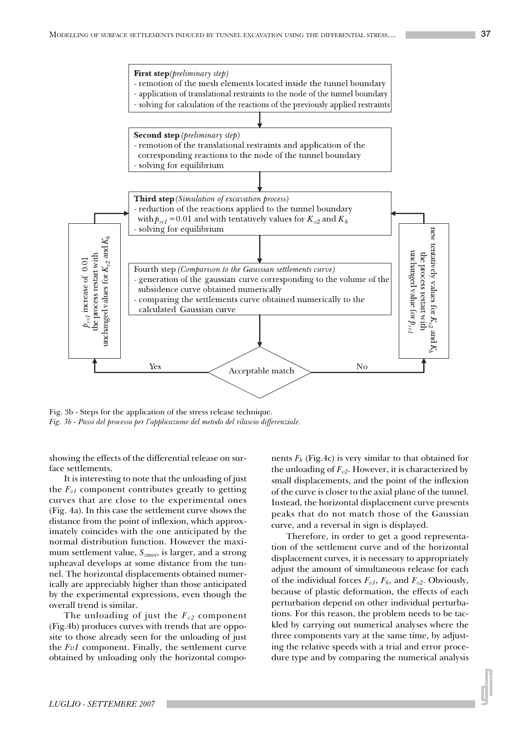**First step** *(preliminary step)*
- remotion of the mesh elements located inside the tunnel boundary
- application of translational restraints to the node of the tunnel boundary
- solving for calculation of the reactions of the previously applied restraints

**Second step** *(preliminary step)*
- remotion of the translational restraints and application of the corresponding reactions to the node of the tunnel boundary
- solving for equilibrium

**Third step** *(Simulation of excavation process)*
- reduction of the reactions applied to the tunnel boundary with $p_{sv1} = 0.01$ and with tentatively values for $K_{v2}$ and $K_h$
- solving for equilibrium

Fourth step *(Comparison to the Gaussian settlements curve)*
- generation of the gaussian curve corresponding to the volume of the subsidence curve obtained numerically
- comparing the settlements curve obtained numerically to the calculated Gaussian curve

Acceptable match

Yes: $p_{sv1}$ increase of 0.01 the process restart with unchanged values for $K_{v2}$ and $K_h$

No: new tentatively values for $K_{v2}$ and $K_h$ the process restart with unchanged value for $p_{sv1}$

Fig. 3b - Steps for the application of the stress release technique.
*Fig. 3b - Passi del processo per l'applicazione del metodo del rilascio differenziale.*

showing the effects of the differential release on surface settlements.

It is interesting to note that the unloading of just the $F_{v1}$ component contributes greatly to getting curves that are close to the experimental ones (Fig. 4a). In this case the settlement curve shows the distance from the point of inflexion, which approximately coincides with the one anticipated by the normal distribution function. However the maximum settlement value, $S_{zmax}$, is larger, and a strong upheaval develops at some distance from the tunnel. The horizontal displacements obtained numerically are appreciably higher than those anticipated by the experimental expressions, even though the overall trend is similar.

The unloading of just the $F_{v2}$ component (Fig.4b) produces curves with trends that are opposite to those already seen for the unloading of just the $Fv1$ component. Finally, the settlement curve obtained by unloading only the horizontal components $F_h$ (Fig.4c) is very similar to that obtained for the unloading of $F_{v2}$. However, it is characterized by small displacements, and the point of the inflexion of the curve is closer to the axial plane of the tunnel. Instead, the horizontal displacement curve presents peaks that do not match those of the Gaussian curve, and a reversal in sign is displayed.

Therefore, in order to get a good representation of the settlement curve and of the horizontal displacement curves, it is necessary to appropriately adjust the amount of simultaneous release for each of the individual forces $F_{v1}$, $F_h$, and $F_{v2}$. Obviously, because of plastic deformation, the effects of each perturbation depend on other individual perturbations. For this reason, the problem needs to be tackled by carrying out numerical analyses where the three components vary at the same time, by adjusting the relative speeds with a trial and error procedure type and by comparing the numerical analysis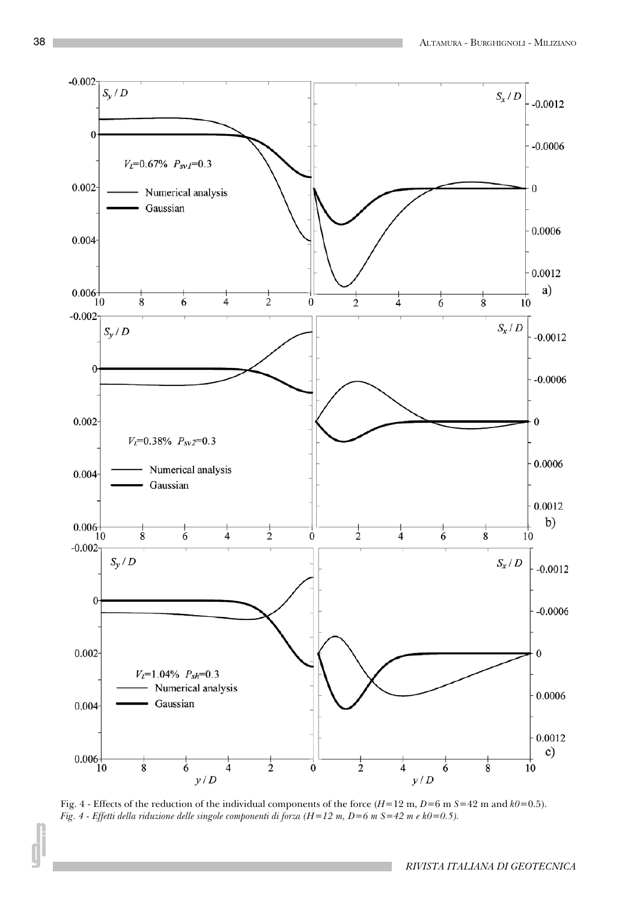Fig. 4 - Effects of the reduction of the individual components of the force ($H$=12 m, $D$=6 m $S$=42 m and $k0$=0.5).
*Fig. 4 - Effetti della riduzione delle singole componenti di forza (H=12 m, D=6 m S=42 m e k0=0.5).*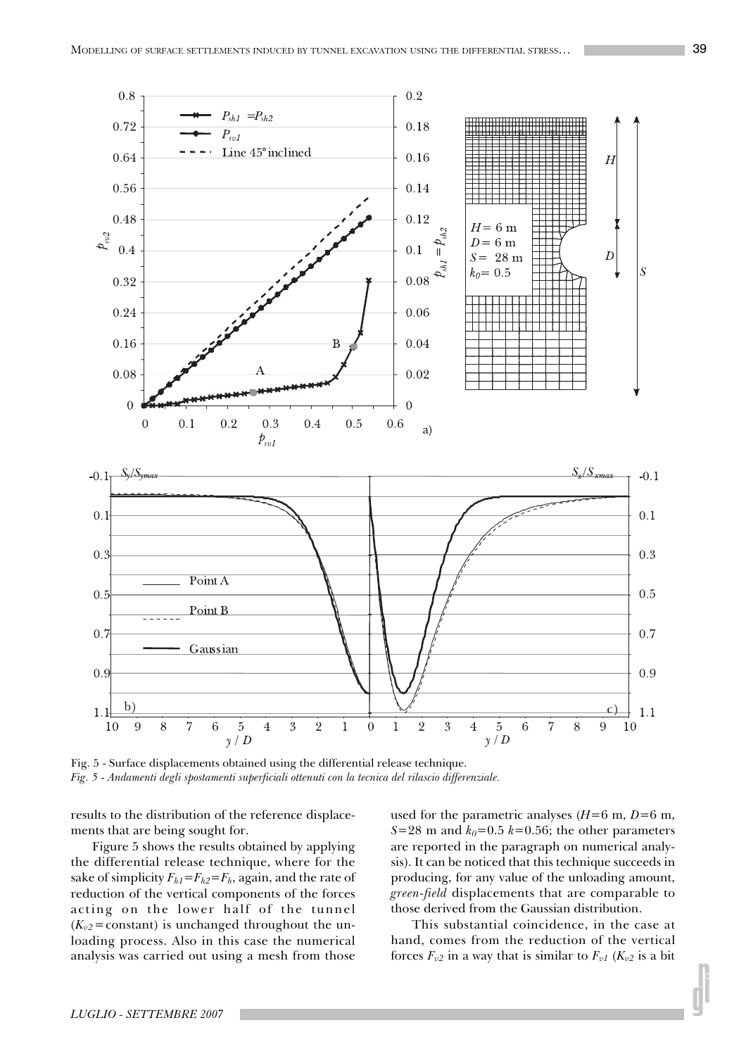Fig. 5 - Surface displacements obtained using the differential release technique.

*Fig. 5 - Andamenti degli spostamenti superficiali ottenuti con la tecnica del rilascio differenziale.*

results to the distribution of the reference displacements that are being sought for.

Figure 5 shows the results obtained by applying the differential release technique, where for the sake of simplicity $F_{h1}=F_{h2}=F_h$, again, and the rate of reduction of the vertical components of the forces acting on the lower half of the tunnel ($K_{v2}$=constant) is unchanged throughout the unloading process. Also in this case the numerical analysis was carried out using a mesh from those used for the parametric analyses ($H$=6 m, $D$=6 m, $S$=28 m and $k_0$=0.5 $k$=0.56; the other parameters are reported in the paragraph on numerical analysis). It can be noticed that this technique succeeds in producing, for any value of the unloading amount, *green-field* displacements that are comparable to those derived from the Gaussian distribution.

This substantial coincidence, in the case at hand, comes from the reduction of the vertical forces $F_{v2}$ in a way that is similar to $F_{v1}$ ($K_{v2}$ is a bit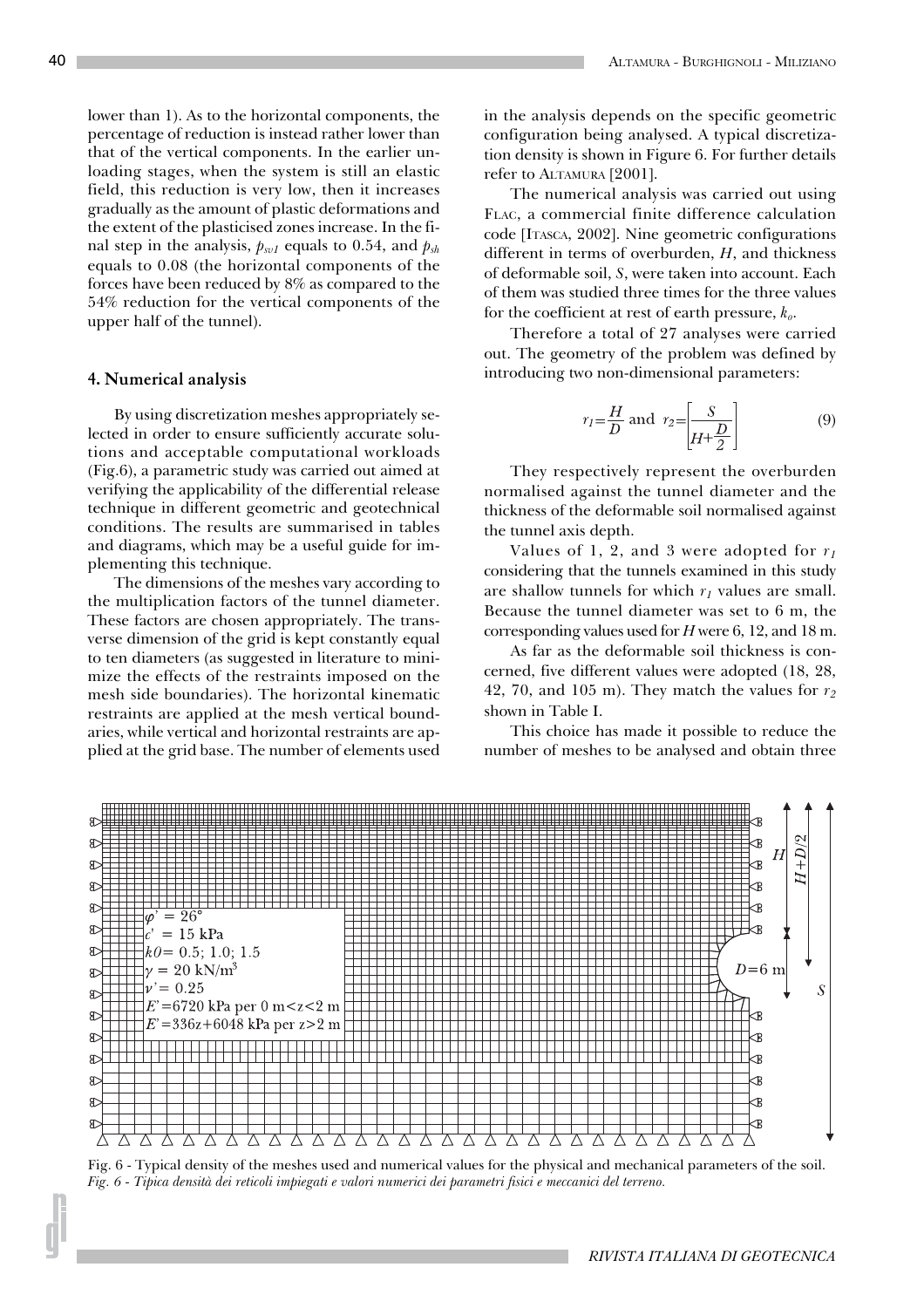lower than 1). As to the horizontal components, the percentage of reduction is instead rather lower than that of the vertical components. In the earlier unloading stages, when the system is still an elastic field, this reduction is very low, then it increases gradually as the amount of plastic deformations and the extent of the plasticised zones increase. In the final step in the analysis, $p_{sv1}$ equals to 0.54, and $p_{sh}$ equals to 0.08 (the horizontal components of the forces have been reduced by 8% as compared to the 54% reduction for the vertical components of the upper half of the tunnel).

## 4. Numerical analysis

By using discretization meshes appropriately selected in order to ensure sufficiently accurate solutions and acceptable computational workloads (Fig.6), a parametric study was carried out aimed at verifying the applicability of the differential release technique in different geometric and geotechnical conditions. The results are summarised in tables and diagrams, which may be a useful guide for implementing this technique.

The dimensions of the meshes vary according to the multiplication factors of the tunnel diameter. These factors are chosen appropriately. The transverse dimension of the grid is kept constantly equal to ten diameters (as suggested in literature to minimize the effects of the restraints imposed on the mesh side boundaries). The horizontal kinematic restraints are applied at the mesh vertical boundaries, while vertical and horizontal restraints are applied at the grid base. The number of elements used in the analysis depends on the specific geometric configuration being analysed. A typical discretization density is shown in Figure 6. For further details refer to Altamura [2001].

The numerical analysis was carried out using Flac, a commercial finite difference calculation code [Itasca, 2002]. Nine geometric configurations different in terms of overburden, $H$, and thickness of deformable soil, $S$, were taken into account. Each of them was studied three times for the three values for the coefficient at rest of earth pressure, $k_o$.

Therefore a total of 27 analyses were carried out. The geometry of the problem was defined by introducing two non-dimensional parameters:

$$r_1 = \frac{H}{D} \text{ and } r_2 = \left[\frac{S}{H + \frac{D}{2}}\right] \tag{9}$$

They respectively represent the overburden normalised against the tunnel diameter and the thickness of the deformable soil normalised against the tunnel axis depth.

Values of 1, 2, and 3 were adopted for $r_1$ considering that the tunnels examined in this study are shallow tunnels for which $r_1$ values are small. Because the tunnel diameter was set to 6 m, the corresponding values used for $H$ were 6, 12, and 18 m.

As far as the deformable soil thickness is concerned, five different values were adopted (18, 28, 42, 70, and 105 m). They match the values for $r_2$ shown in Table I.

This choice has made it possible to reduce the number of meshes to be analysed and obtain three

Fig. 6 - Typical density of the meshes used and numerical values for the physical and mechanical parameters of the soil.
*Fig. 6 - Tipica densità dei reticoli impiegati e valori numerici dei parametri fisici e meccanici del terreno.*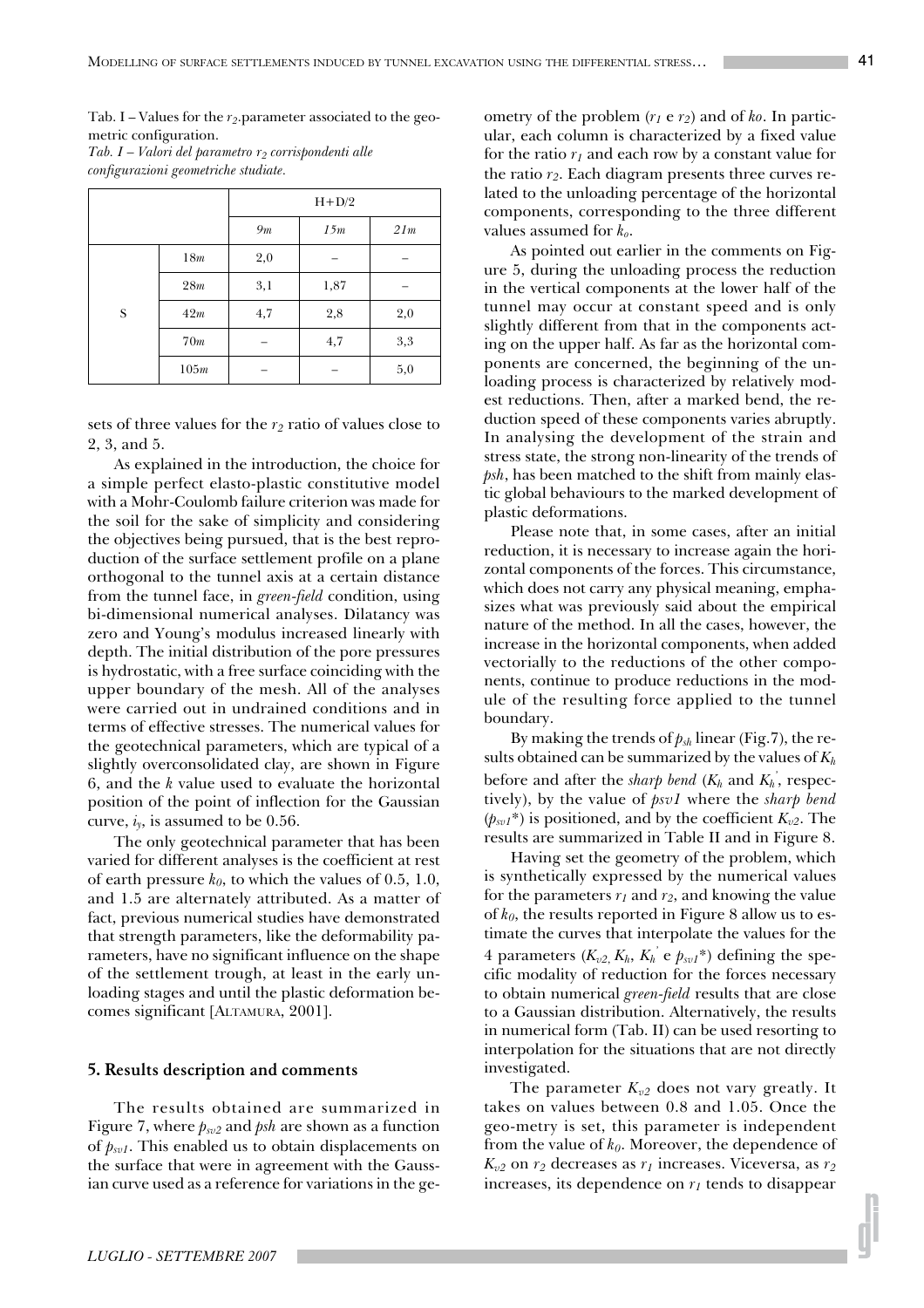Tab. I – Values for the $r_2$ parameter associated to the geometric configuration.

*Tab. I – Valori del parametro $r_2$ corrispondenti alle configurazioni geometriche studiate.*

| | | H+D/2 | | |
|---|---|---|---|---|
| | | *9m* | *15m* | *21m* |
| S | 18*m* | 2,0 | – | – |
| | 28*m* | 3,1 | 1,87 | – |
| | 42*m* | 4,7 | 2,8 | 2,0 |
| | 70*m* | – | 4,7 | 3,3 |
| | 105*m* | – | – | 5,0 |

sets of three values for the $r_2$ ratio of values close to 2, 3, and 5.

As explained in the introduction, the choice for a simple perfect elasto-plastic constitutive model with a Mohr-Coulomb failure criterion was made for the soil for the sake of simplicity and considering the objectives being pursued, that is the best reproduction of the surface settlement profile on a plane orthogonal to the tunnel axis at a certain distance from the tunnel face, in *green-field* condition, using bi-dimensional numerical analyses. Dilatancy was zero and Young's modulus increased linearly with depth. The initial distribution of the pore pressures is hydrostatic, with a free surface coinciding with the upper boundary of the mesh. All of the analyses were carried out in undrained conditions and in terms of effective stresses. The numerical values for the geotechnical parameters, which are typical of a slightly overconsolidated clay, are shown in Figure 6, and the *k* value used to evaluate the horizontal position of the point of inflection for the Gaussian curve, $i_y$, is assumed to be 0.56.

The only geotechnical parameter that has been varied for different analyses is the coefficient at rest of earth pressure $k_0$, to which the values of 0.5, 1.0, and 1.5 are alternately attributed. As a matter of fact, previous numerical studies have demonstrated that strength parameters, like the deformability parameters, have no significant influence on the shape of the settlement trough, at least in the early unloading stages and until the plastic deformation becomes significant [ALTAMURA, 2001].

## 5. Results description and comments

The results obtained are summarized in Figure 7, where $p_{sv2}$ and *psh* are shown as a function of $p_{sv1}$. This enabled us to obtain displacements on the surface that were in agreement with the Gaussian curve used as a reference for variations in the geometry of the problem ($r_1$ e $r_2$) and of *ko*. In particular, each column is characterized by a fixed value for the ratio $r_1$ and each row by a constant value for the ratio $r_2$. Each diagram presents three curves related to the unloading percentage of the horizontal components, corresponding to the three different values assumed for $k_o$.

As pointed out earlier in the comments on Figure 5, during the unloading process the reduction in the vertical components at the lower half of the tunnel may occur at constant speed and is only slightly different from that in the components acting on the upper half. As far as the horizontal components are concerned, the beginning of the unloading process is characterized by relatively modest reductions. Then, after a marked bend, the reduction speed of these components varies abruptly. In analysing the development of the strain and stress state, the strong non-linearity of the trends of *psh*, has been matched to the shift from mainly elastic global behaviours to the marked development of plastic deformations.

Please note that, in some cases, after an initial reduction, it is necessary to increase again the horizontal components of the forces. This circumstance, which does not carry any physical meaning, emphasizes what was previously said about the empirical nature of the method. In all the cases, however, the increase in the horizontal components, when added vectorially to the reductions of the other components, continue to produce reductions in the module of the resulting force applied to the tunnel boundary.

By making the trends of $p_{sh}$ linear (Fig.7), the results obtained can be summarized by the values of $K_h$ before and after the *sharp bend* ($K_h$ and $K_h^{'}$, respectively), by the value of *psv1* where the *sharp bend* ($p_{sv1}$\*) is positioned, and by the coefficient $K_{v2}$. The results are summarized in Table II and in Figure 8.

Having set the geometry of the problem, which is synthetically expressed by the numerical values for the parameters $r_1$ and $r_2$, and knowing the value of $k_0$, the results reported in Figure 8 allow us to estimate the curves that interpolate the values for the 4 parameters ($K_{v2}$, $K_h$, $K_h^{'}$ e $p_{sv1}$\*) defining the specific modality of reduction for the forces necessary to obtain numerical *green-field* results that are close to a Gaussian distribution. Alternatively, the results in numerical form (Tab. II) can be used resorting to interpolation for the situations that are not directly investigated.

The parameter $K_{v2}$ does not vary greatly. It takes on values between 0.8 and 1.05. Once the geo-metry is set, this parameter is independent from the value of $k_0$. Moreover, the dependence of $K_{v2}$ on $r_2$ decreases as $r_1$ increases. Viceversa, as $r_2$ increases, its dependence on $r_1$ tends to disappear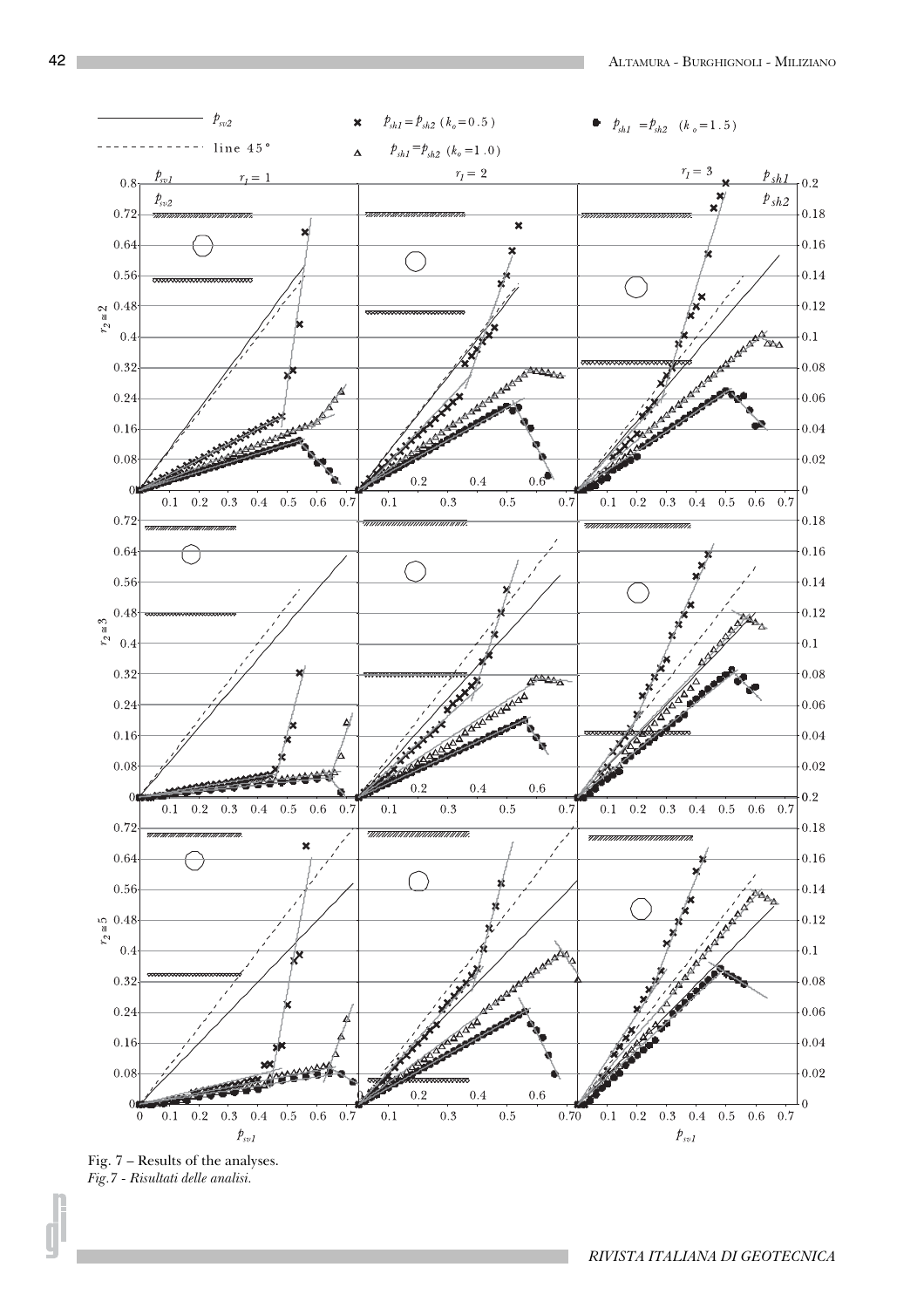Fig. 7 – Results of the analyses.

*Fig.7 - Risultati delle analisi.*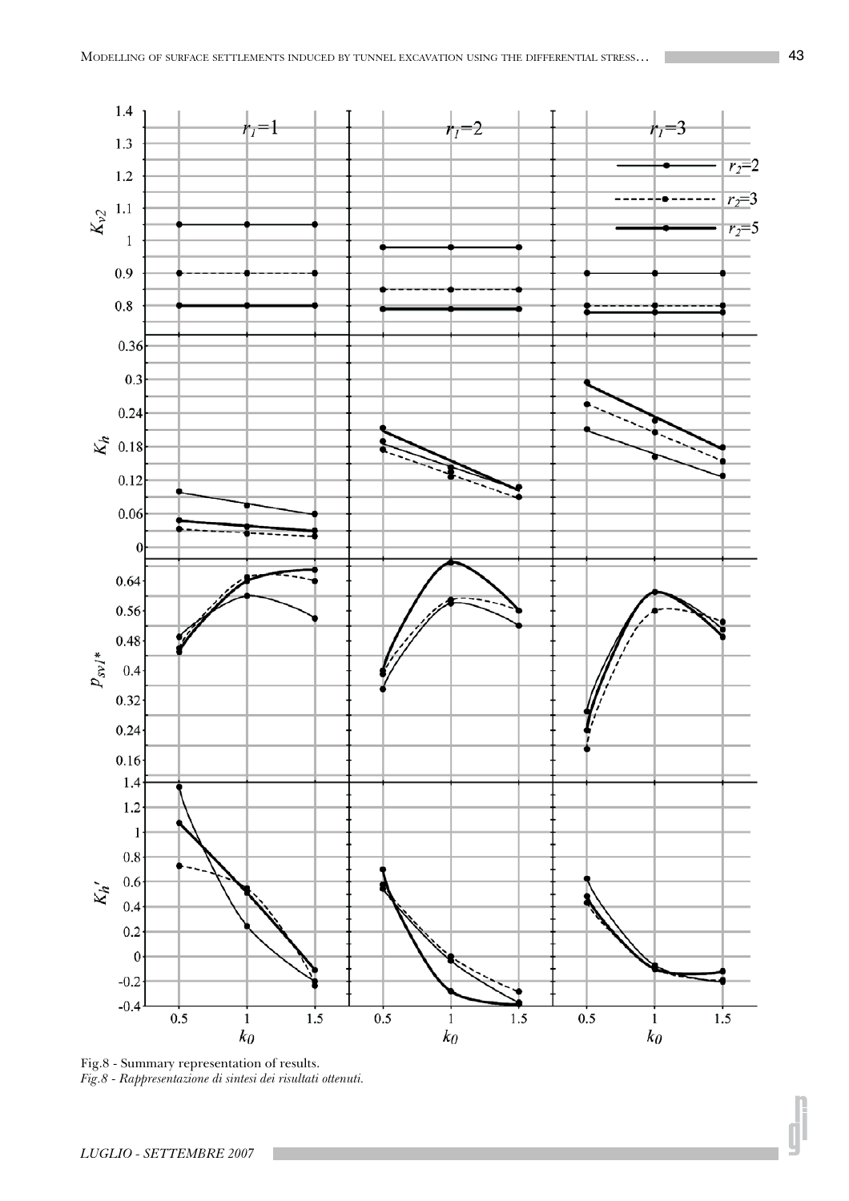Fig.8 - Summary representation of results.

*Fig.8 - Rappresentazione di sintesi dei risultati ottenuti.*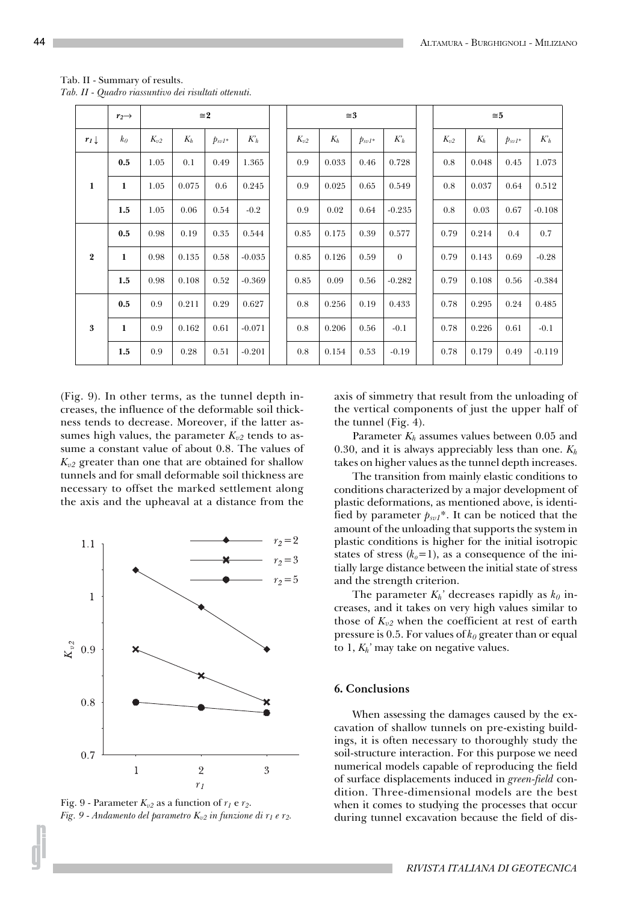Tab. II - Summary of results.
*Tab. II - Quadro riassuntivo dei risultati ottenuti.*

| | $r_2 \rightarrow$ | $\cong 2$ | | | | $\cong 3$ | | | | $\cong 5$ | | | |
|---|---|---|---|---|---|---|---|---|---|---|---|---|---|
| $r_1 \downarrow$ | $k_0$ | $K_{v2}$ | $K_h$ | $p_{sv1^*}$ | $K'_h$ | $K_{v2}$ | $K_h$ | $p_{sv1^*}$ | $K'_h$ | $K_{v2}$ | $K_h$ | $p_{sv1^*}$ | $K'_h$ |
| **1** | **0.5** | 1.05 | 0.1 | 0.49 | 1.365 | 0.9 | 0.033 | 0.46 | 0.728 | 0.8 | 0.048 | 0.45 | 1.073 |
| | **1** | 1.05 | 0.075 | 0.6 | 0.245 | 0.9 | 0.025 | 0.65 | 0.549 | 0.8 | 0.037 | 0.64 | 0.512 |
| | **1.5** | 1.05 | 0.06 | 0.54 | -0.2 | 0.9 | 0.02 | 0.64 | -0.235 | 0.8 | 0.03 | 0.67 | -0.108 |
| **2** | **0.5** | 0.98 | 0.19 | 0.35 | 0.544 | 0.85 | 0.175 | 0.39 | 0.577 | 0.79 | 0.214 | 0.4 | 0.7 |
| | **1** | 0.98 | 0.135 | 0.58 | -0.035 | 0.85 | 0.126 | 0.59 | 0 | 0.79 | 0.143 | 0.69 | -0.28 |
| | **1.5** | 0.98 | 0.108 | 0.52 | -0.369 | 0.85 | 0.09 | 0.56 | -0.282 | 0.79 | 0.108 | 0.56 | -0.384 |
| **3** | **0.5** | 0.9 | 0.211 | 0.29 | 0.627 | 0.8 | 0.256 | 0.19 | 0.433 | 0.78 | 0.295 | 0.24 | 0.485 |
| | **1** | 0.9 | 0.162 | 0.61 | -0.071 | 0.8 | 0.206 | 0.56 | -0.1 | 0.78 | 0.226 | 0.61 | -0.1 |
| | **1.5** | 0.9 | 0.28 | 0.51 | -0.201 | 0.8 | 0.154 | 0.53 | -0.19 | 0.78 | 0.179 | 0.49 | -0.119 |

(Fig. 9). In other terms, as the tunnel depth increases, the influence of the deformable soil thickness tends to decrease. Moreover, if the latter assumes high values, the parameter $K_{v2}$ tends to assume a constant value of about 0.8. The values of $K_{v2}$ greater than one that are obtained for shallow tunnels and for small deformable soil thickness are necessary to offset the marked settlement along the axis and the upheaval at a distance from the axis of simmetry that result from the unloading of the vertical components of just the upper half of the tunnel (Fig. 4).

Fig. 9 - Parameter $K_{v2}$ as a function of $r_1$ e $r_2$.
*Fig. 9 - Andamento del parametro $K_{v2}$ in funzione di $r_1$ e $r_2$.*

Parameter $K_h$ assumes values between 0.05 and 0.30, and it is always appreciably less than one. $K_h$ takes on higher values as the tunnel depth increases.

The transition from mainly elastic conditions to conditions characterized by a major development of plastic deformations, as mentioned above, is identified by parameter $p_{sv1}$*. It can be noticed that the amount of the unloading that supports the system in plastic conditions is higher for the initial isotropic states of stress ($k_o$=1), as a consequence of the initially large distance between the initial state of stress and the strength criterion.

The parameter $K_h$' decreases rapidly as $k_0$ increases, and it takes on very high values similar to those of $K_{v2}$ when the coefficient at rest of earth pressure is 0.5. For values of $k_0$ greater than or equal to 1, $K_h$' may take on negative values.

## 6. Conclusions

When assessing the damages caused by the excavation of shallow tunnels on pre-existing buildings, it is often necessary to thoroughly study the soil-structure interaction. For this purpose we need numerical models capable of reproducing the field of surface displacements induced in *green-field* condition. Three-dimensional models are the best when it comes to studying the processes that occur during tunnel excavation because the field of dis-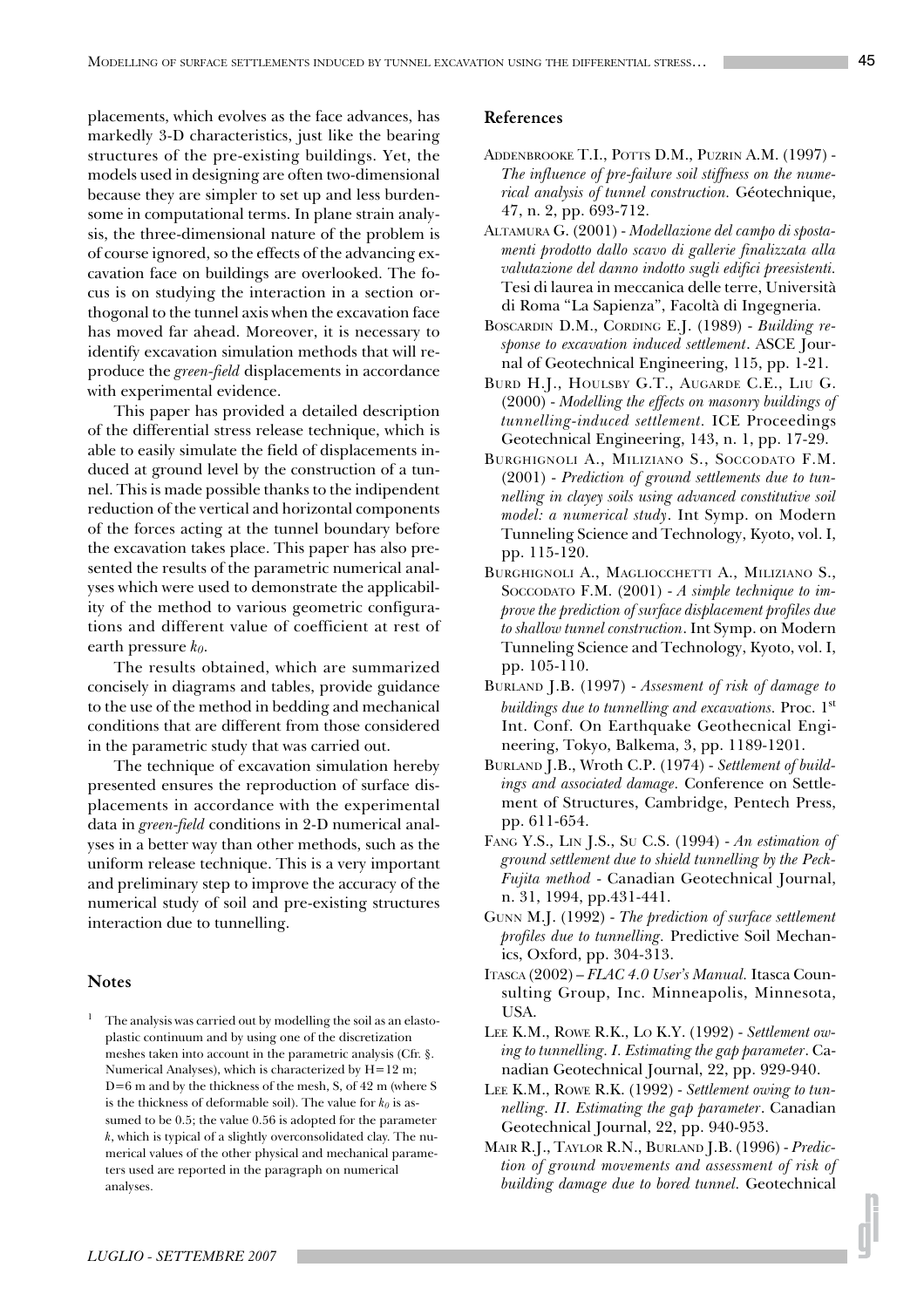placements, which evolves as the face advances, has markedly 3-D characteristics, just like the bearing structures of the pre-existing buildings. Yet, the models used in designing are often two-dimensional because they are simpler to set up and less burdensome in computational terms. In plane strain analysis, the three-dimensional nature of the problem is of course ignored, so the effects of the advancing excavation face on buildings are overlooked. The focus is on studying the interaction in a section orthogonal to the tunnel axis when the excavation face has moved far ahead. Moreover, it is necessary to identify excavation simulation methods that will reproduce the *green-field* displacements in accordance with experimental evidence.

This paper has provided a detailed description of the differential stress release technique, which is able to easily simulate the field of displacements induced at ground level by the construction of a tunnel. This is made possible thanks to the indipendent reduction of the vertical and horizontal components of the forces acting at the tunnel boundary before the excavation takes place. This paper has also presented the results of the parametric numerical analyses which were used to demonstrate the applicability of the method to various geometric configurations and different value of coefficient at rest of earth pressure $k_0$.

The results obtained, which are summarized concisely in diagrams and tables, provide guidance to the use of the method in bedding and mechanical conditions that are different from those considered in the parametric study that was carried out.

The technique of excavation simulation hereby presented ensures the reproduction of surface displacements in accordance with the experimental data in *green-field* conditions in 2-D numerical analyses in a better way than other methods, such as the uniform release technique. This is a very important and preliminary step to improve the accuracy of the numerical study of soil and pre-existing structures interaction due to tunnelling.

## Notes

[1] The analysis was carried out by modelling the soil as an elasto-plastic continuum and by using one of the discretization meshes taken into account in the parametric analysis (Cfr. §. Numerical Analyses), which is characterized by H=12 m; D=6 m and by the thickness of the mesh, S, of 42 m (where S is the thickness of deformable soil). The value for $k_0$ is assumed to be 0.5; the value 0.56 is adopted for the parameter *k*, which is typical of a slightly overconsolidated clay. The numerical values of the other physical and mechanical parameters used are reported in the paragraph on numerical analyses.

## References

ADDENBROOKE T.I., POTTS D.M., PUZRIN A.M. (1997) - *The influence of pre-failure soil stiffness on the numerical analysis of tunnel construction.* Géotechnique, 47, n. 2, pp. 693-712.

ALTAMURA G. (2001) - *Modellazione del campo di spostamenti prodotto dallo scavo di gallerie finalizzata alla valutazione del danno indotto sugli edifici preesistenti.* Tesi di laurea in meccanica delle terre, Università di Roma "La Sapienza", Facoltà di Ingegneria.

BOSCARDIN D.M., CORDING E.J. (1989) - *Building response to excavation induced settlement*. ASCE Journal of Geotechnical Engineering, 115, pp. 1-21.

BURD H.J., HOULSBY G.T., AUGARDE C.E., LIU G. (2000) - *Modelling the effects on masonry buildings of tunnelling-induced settlement.* ICE Proceedings Geotechnical Engineering, 143, n. 1, pp. 17-29.

BURGHIGNOLI A., MILIZIANO S., SOCCODATO F.M. (2001) - *Prediction of ground settlements due to tunnelling in clayey soils using advanced constitutive soil model: a numerical study*. Int Symp. on Modern Tunneling Science and Technology, Kyoto, vol. I, pp. 115-120.

BURGHIGNOLI A., MAGLIOCCHETTI A., MILIZIANO S., SOCCODATO F.M. (2001) - *A simple technique to improve the prediction of surface displacement profiles due to shallow tunnel construction*. Int Symp. on Modern Tunneling Science and Technology, Kyoto, vol. I, pp. 105-110.

BURLAND J.B. (1997) - *Assesment of risk of damage to buildings due to tunnelling and excavations.* Proc. 1st Int. Conf. On Earthquake Geothecnical Engineering, Tokyo, Balkema, 3, pp. 1189-1201.

BURLAND J.B., Wroth C.P. (1974) - *Settlement of buildings and associated damage.* Conference on Settlement of Structures, Cambridge, Pentech Press, pp. 611-654.

FANG Y.S., LIN J.S., SU C.S. (1994) - *An estimation of ground settlement due to shield tunnelling by the Peck-Fujita method* - Canadian Geotechnical Journal, n. 31, 1994, pp.431-441.

GUNN M.J. (1992) - *The prediction of surface settlement profiles due to tunnelling.* Predictive Soil Mechanics, Oxford, pp. 304-313.

ITASCA (2002) – *FLAC 4.0 User's Manual.* Itasca Counsulting Group, Inc. Minneapolis, Minnesota, USA.

LEE K.M., ROWE R.K., LO K.Y. (1992) - *Settlement owing to tunnelling. I. Estimating the gap parameter*. Canadian Geotechnical Journal, 22, pp. 929-940.

LEE K.M., ROWE R.K. (1992) - *Settlement owing to tunnelling. II. Estimating the gap parameter*. Canadian Geotechnical Journal, 22, pp. 940-953.

MAIR R.J., TAYLOR R.N., BURLAND J.B. (1996) - *Prediction of ground movements and assessment of risk of building damage due to bored tunnel.* Geotechnical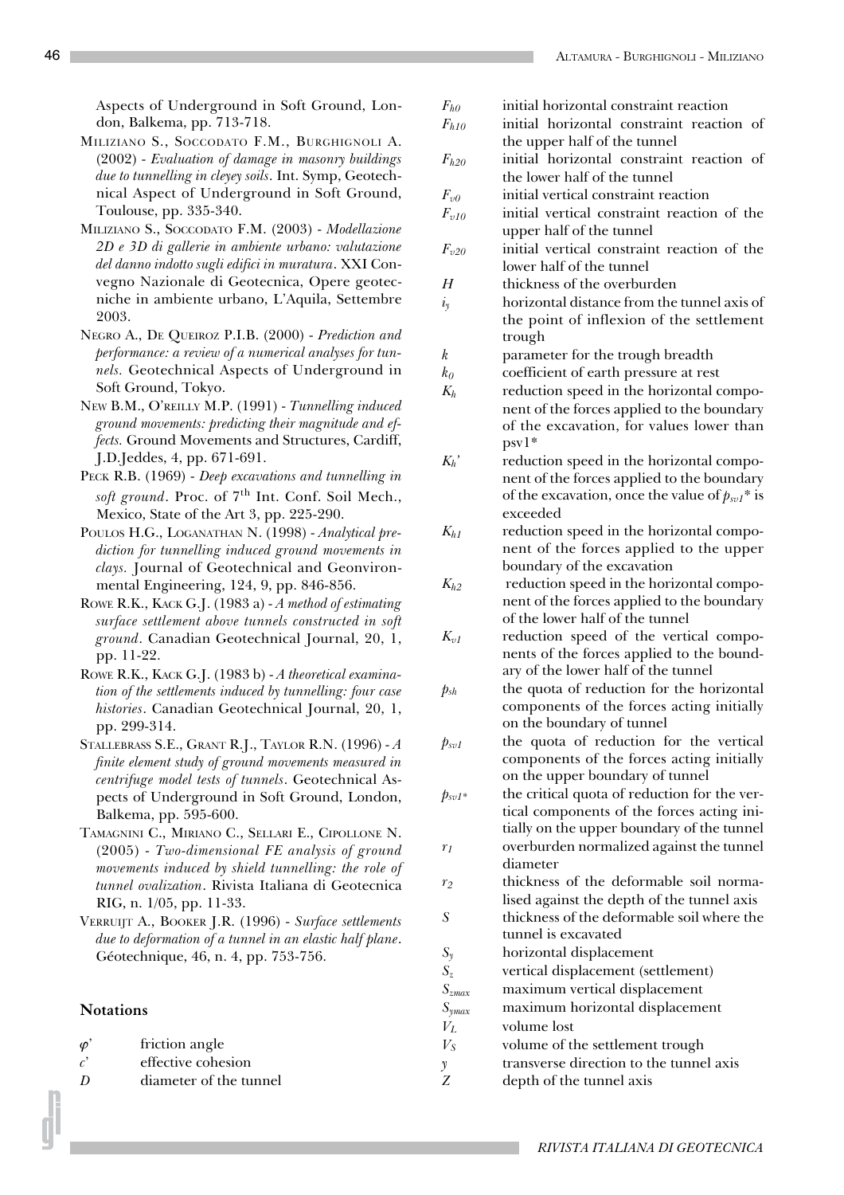Aspects of Underground in Soft Ground, London, Balkema, pp. 713-718.

MILIZIANO S., SOCCODATO F.M., BURGHIGNOLI A. (2002) - *Evaluation of damage in masonry buildings due to tunnelling in cleyey soils*. Int. Symp, Geotechnical Aspect of Underground in Soft Ground, Toulouse, pp. 335-340.

MILIZIANO S., SOCCODATO F.M. (2003) - *Modellazione 2D e 3D di gallerie in ambiente urbano: valutazione del danno indotto sugli edifici in muratura*. XXI Convegno Nazionale di Geotecnica, Opere geotecniche in ambiente urbano, L'Aquila, Settembre 2003.

NEGRO A., DE QUEIROZ P.I.B. (2000) - *Prediction and performance: a review of a numerical analyses for tunnels.* Geotechnical Aspects of Underground in Soft Ground, Tokyo.

NEW B.M., O'REILLY M.P. (1991) - *Tunnelling induced ground movements: predicting their magnitude and effects.* Ground Movements and Structures, Cardiff, J.D.Jeddes, 4, pp. 671-691.

PECK R.B. (1969) - *Deep excavations and tunnelling in soft ground*. Proc. of 7th Int. Conf. Soil Mech., Mexico, State of the Art 3, pp. 225-290.

POULOS H.G., LOGANATHAN N. (1998) - *Analytical prediction for tunnelling induced ground movements in clays.* Journal of Geotechnical and Geonvironmental Engineering, 124, 9, pp. 846-856.

ROWE R.K., KACK G.J. (1983 a) - *A method of estimating surface settlement above tunnels constructed in soft ground*. Canadian Geotechnical Journal, 20, 1, pp. 11-22.

ROWE R.K., KACK G.J. (1983 b) - *A theoretical examination of the settlements induced by tunnelling: four case histories*. Canadian Geotechnical Journal, 20, 1, pp. 299-314.

STALLEBRASS S.E., GRANT R.J., TAYLOR R.N. (1996) - *A finite element study of ground movements measured in centrifuge model tests of tunnels*. Geotechnical Aspects of Underground in Soft Ground, London, Balkema, pp. 595-600.

TAMAGNINI C., MIRIANO C., SELLARI E., CIPOLLONE N. (2005) - *Two-dimensional FE analysis of ground movements induced by shield tunnelling: the role of tunnel ovalization*. Rivista Italiana di Geotecnica RIG, n. 1/05, pp. 11-33.

VERRUIJT A., BOOKER J.R. (1996) - *Surface settlements due to deformation of a tunnel in an elastic half plane*. Géotechnique, 46, n. 4, pp. 753-756.

## Notations

| | |
|---|---|
| $\varphi'$ | friction angle |
| $c'$ | effective cohesion |
| $D$ | diameter of the tunnel |
| $F_{h0}$ | initial horizontal constraint reaction |
| $F_{h10}$ | initial horizontal constraint reaction of the upper half of the tunnel |
| $F_{h20}$ | initial horizontal constraint reaction of the lower half of the tunnel |
| $F_{v0}$ | initial vertical constraint reaction |
| $F_{v10}$ | initial vertical constraint reaction of the upper half of the tunnel |
| $F_{v20}$ | initial vertical constraint reaction of the lower half of the tunnel |
| $H$ | thickness of the overburden |
| $i_y$ | horizontal distance from the tunnel axis of the point of inflexion of the settlement trough |
| $k$ | parameter for the trough breadth |
| $k_0$ | coefficient of earth pressure at rest |
| $K_h$ | reduction speed in the horizontal component of the forces applied to the boundary of the excavation, for values lower than psv1* |
| $K_h'$ | reduction speed in the horizontal component of the forces applied to the boundary of the excavation, once the value of $p_{sv1}$* is exceeded |
| $K_{h1}$ | reduction speed in the horizontal component of the forces applied to the upper boundary of the excavation |
| $K_{h2}$ | reduction speed in the horizontal component of the forces applied to the boundary of the lower half of the tunnel |
| $K_{v1}$ | reduction speed of the vertical components of the forces applied to the boundary of the lower half of the tunnel |
| $p_{sh}$ | the quota of reduction for the horizontal components of the forces acting initially on the boundary of tunnel |
| $p_{sv1}$ | the quota of reduction for the vertical components of the forces acting initially on the upper boundary of tunnel |
| $p_{sv1*}$ | the critical quota of reduction for the vertical components of the forces acting initially on the upper boundary of the tunnel |
| $r_1$ | overburden normalized against the tunnel diameter |
| $r_2$ | thickness of the deformable soil normalised against the depth of the tunnel axis |
| $S$ | thickness of the deformable soil where the tunnel is excavated |
| $S_y$ | horizontal displacement |
| $S_z$ | vertical displacement (settlement) |
| $S_{zmax}$ | maximum vertical displacement |
| $S_{ymax}$ | maximum horizontal displacement |
| $V_L$ | volume lost |
| $V_S$ | volume of the settlement trough |
| $y$ | transverse direction to the tunnel axis |
| $Z$ | depth of the tunnel axis |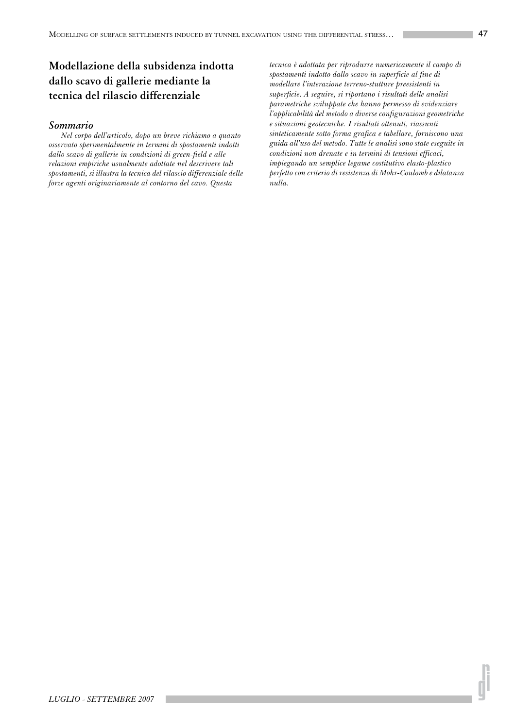## Modellazione della subsidenza indotta dallo scavo di gallerie mediante la tecnica del rilascio differenziale

### *Sommario*

*Nel corpo dell'articolo, dopo un breve richiamo a quanto osservato sperimentalmente in termini di spostamenti indotti dallo scavo di gallerie in condizioni di green-field e alle relazioni empiriche usualmente adottate nel descrivere tali spostamenti, si illustra la tecnica del rilascio differenziale delle forze agenti originariamente al contorno del cavo. Questa tecnica è adottata per riprodurre numericamente il campo di spostamenti indotto dallo scavo in superficie al fine di modellare l'interazione terreno-stutture preesistenti in superficie. A seguire, si riportano i risultati delle analisi parametriche sviluppate che hanno permesso di evidenziare l'applicabilità del metodo a diverse configurazioni geometriche e situazioni geotecniche. I risultati ottenuti, riassunti sinteticamente sotto forma grafica e tabellare, forniscono una guida all'uso del metodo. Tutte le analisi sono state eseguite in condizioni non drenate e in termini di tensioni efficaci, impiegando un semplice legame costitutivo elasto-plastico perfetto con criterio di resistenza di Mohr-Coulomb e dilatanza nulla.*